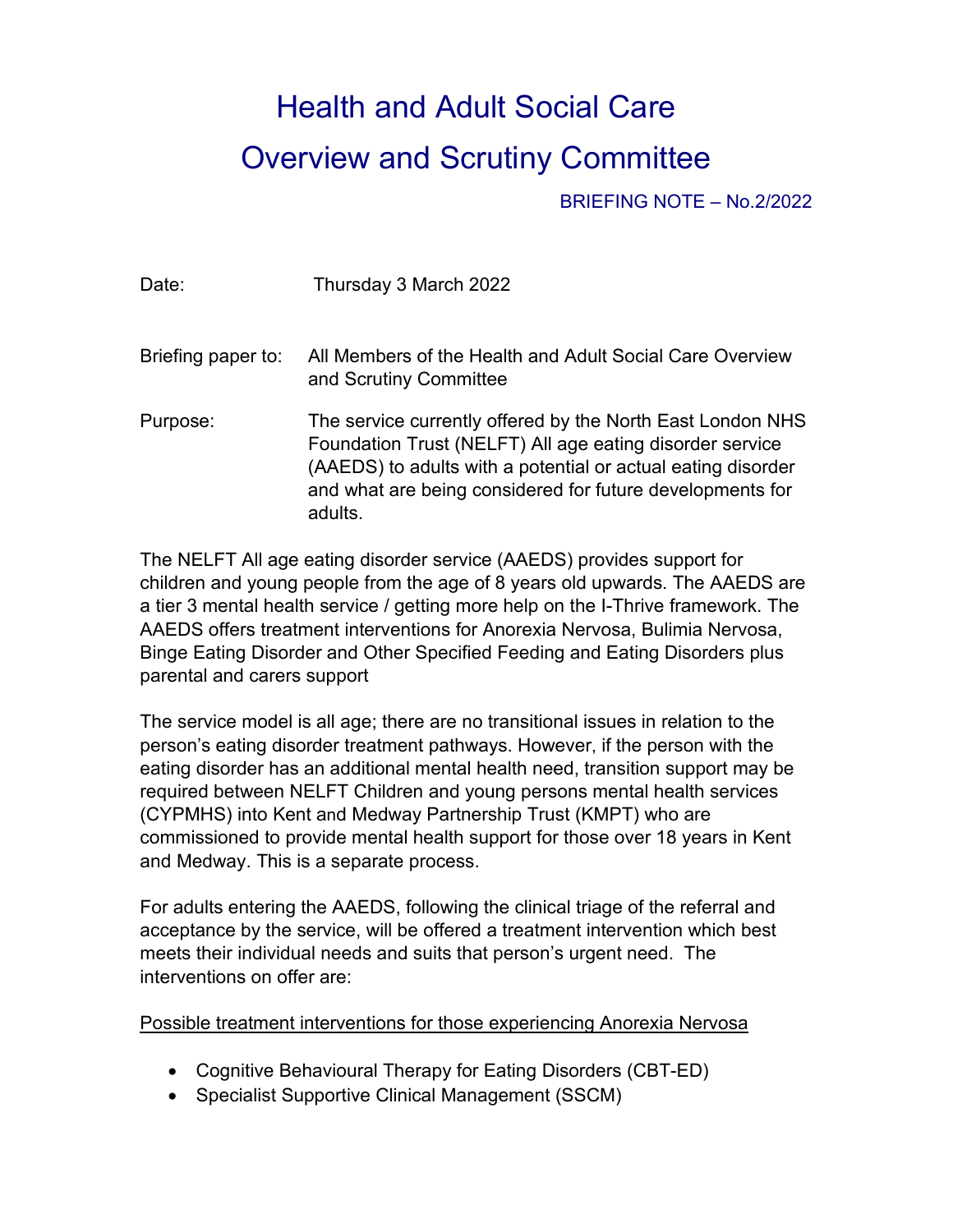# Health and Adult Social Care
# Overview and Scrutiny Committee

BRIEFING NOTE – No.2/2022

Date: Thursday 3 March 2022

Briefing paper to: All Members of the Health and Adult Social Care Overview and Scrutiny Committee

Purpose: The service currently offered by the North East London NHS Foundation Trust (NELFT) All age eating disorder service (AAEDS) to adults with a potential or actual eating disorder and what are being considered for future developments for adults.

The NELFT All age eating disorder service (AAEDS) provides support for children and young people from the age of 8 years old upwards. The AAEDS are a tier 3 mental health service / getting more help on the I-Thrive framework. The AAEDS offers treatment interventions for Anorexia Nervosa, Bulimia Nervosa, Binge Eating Disorder and Other Specified Feeding and Eating Disorders plus parental and carers support

The service model is all age; there are no transitional issues in relation to the person's eating disorder treatment pathways. However, if the person with the eating disorder has an additional mental health need, transition support may be required between NELFT Children and young persons mental health services (CYPMHS) into Kent and Medway Partnership Trust (KMPT) who are commissioned to provide mental health support for those over 18 years in Kent and Medway. This is a separate process.

For adults entering the AAEDS, following the clinical triage of the referral and acceptance by the service, will be offered a treatment intervention which best meets their individual needs and suits that person's urgent need. The interventions on offer are:

<u>Possible treatment interventions for those experiencing Anorexia Nervosa</u>

- Cognitive Behavioural Therapy for Eating Disorders (CBT-ED)
- Specialist Supportive Clinical Management (SSCM)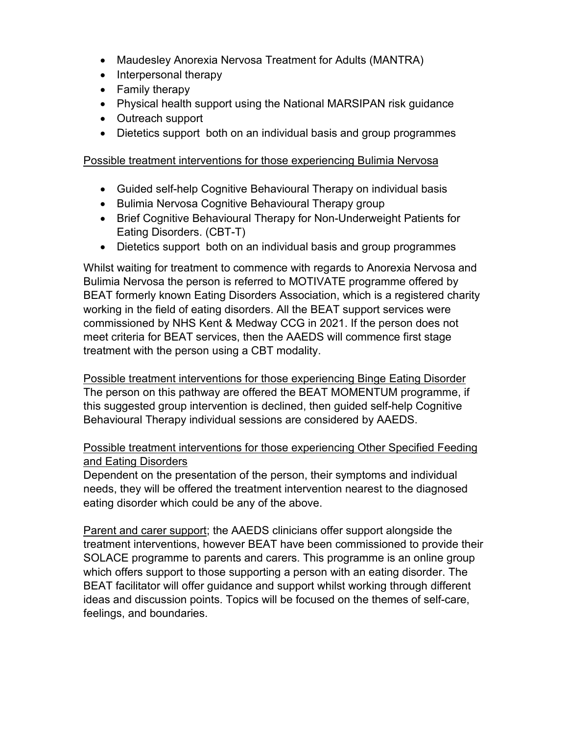- Maudesley Anorexia Nervosa Treatment for Adults (MANTRA)
- Interpersonal therapy
- Family therapy
- Physical health support using the National MARSIPAN risk guidance
- Outreach support
- Dietetics support both on an individual basis and group programmes

Possible treatment interventions for those experiencing Bulimia Nervosa

- Guided self-help Cognitive Behavioural Therapy on individual basis
- Bulimia Nervosa Cognitive Behavioural Therapy group
- Brief Cognitive Behavioural Therapy for Non-Underweight Patients for Eating Disorders. (CBT-T)
- Dietetics support both on an individual basis and group programmes

Whilst waiting for treatment to commence with regards to Anorexia Nervosa and Bulimia Nervosa the person is referred to MOTIVATE programme offered by BEAT formerly known Eating Disorders Association, which is a registered charity working in the field of eating disorders. All the BEAT support services were commissioned by NHS Kent & Medway CCG in 2021. If the person does not meet criteria for BEAT services, then the AAEDS will commence first stage treatment with the person using a CBT modality.

Possible treatment interventions for those experiencing Binge Eating Disorder
The person on this pathway are offered the BEAT MOMENTUM programme, if this suggested group intervention is declined, then guided self-help Cognitive Behavioural Therapy individual sessions are considered by AAEDS.

Possible treatment interventions for those experiencing Other Specified Feeding and Eating Disorders
Dependent on the presentation of the person, their symptoms and individual needs, they will be offered the treatment intervention nearest to the diagnosed eating disorder which could be any of the above.

Parent and carer support; the AAEDS clinicians offer support alongside the treatment interventions, however BEAT have been commissioned to provide their SOLACE programme to parents and carers. This programme is an online group which offers support to those supporting a person with an eating disorder. The BEAT facilitator will offer guidance and support whilst working through different ideas and discussion points. Topics will be focused on the themes of self-care, feelings, and boundaries.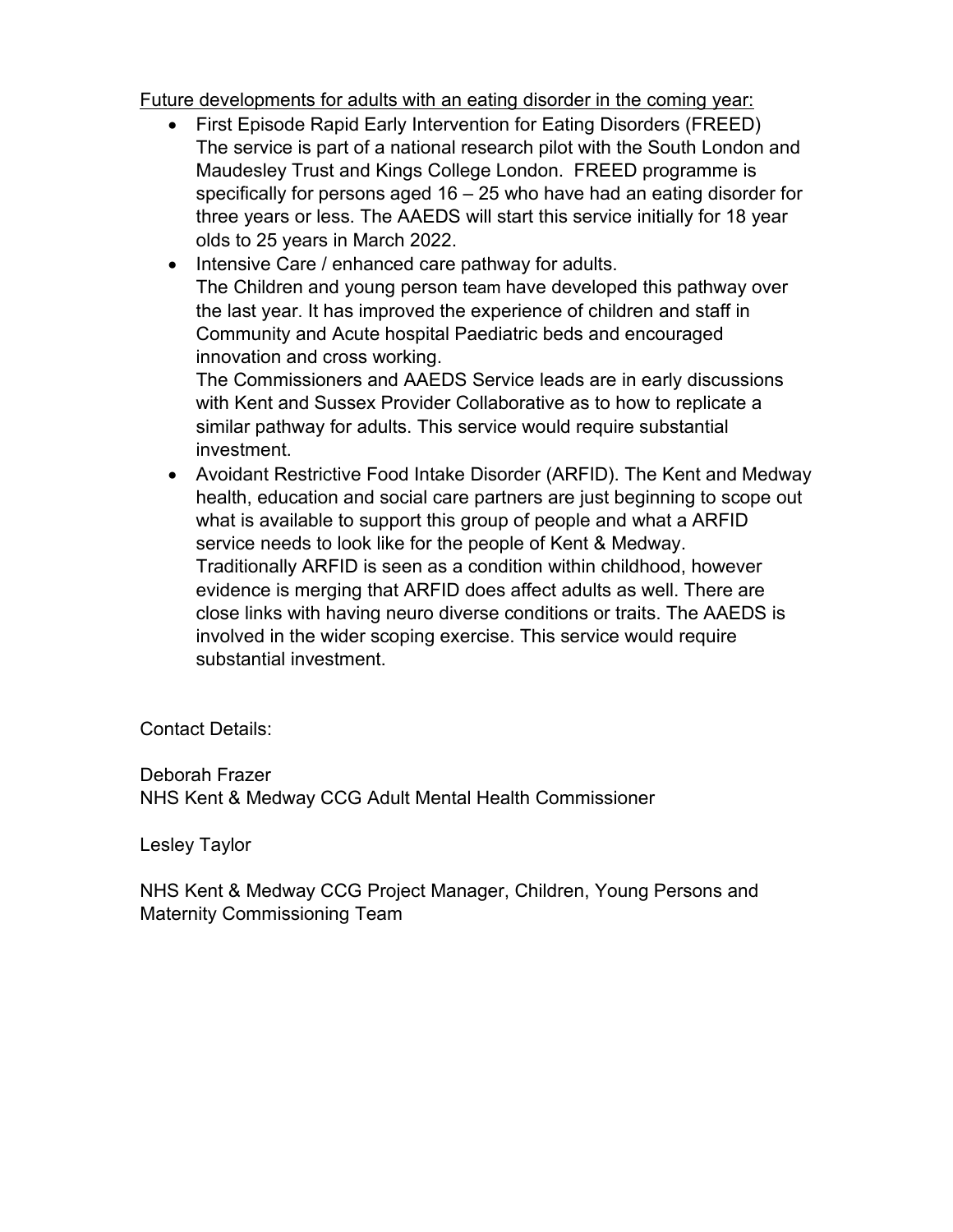<u>Future developments for adults with an eating disorder in the coming year:</u>

- First Episode Rapid Early Intervention for Eating Disorders (FREED)
  The service is part of a national research pilot with the South London and Maudesley Trust and Kings College London. FREED programme is specifically for persons aged 16 – 25 who have had an eating disorder for three years or less. The AAEDS will start this service initially for 18 year olds to 25 years in March 2022.
- Intensive Care / enhanced care pathway for adults.
  The Children and young person team have developed this pathway over the last year. It has improved the experience of children and staff in Community and Acute hospital Paediatric beds and encouraged innovation and cross working.
  The Commissioners and AAEDS Service leads are in early discussions with Kent and Sussex Provider Collaborative as to how to replicate a similar pathway for adults. This service would require substantial investment.
- Avoidant Restrictive Food Intake Disorder (ARFID). The Kent and Medway health, education and social care partners are just beginning to scope out what is available to support this group of people and what a ARFID service needs to look like for the people of Kent & Medway. Traditionally ARFID is seen as a condition within childhood, however evidence is merging that ARFID does affect adults as well. There are close links with having neuro diverse conditions or traits. The AAEDS is involved in the wider scoping exercise. This service would require substantial investment.

Contact Details:

Deborah Frazer
NHS Kent & Medway CCG Adult Mental Health Commissioner

Lesley Taylor

NHS Kent & Medway CCG Project Manager, Children, Young Persons and Maternity Commissioning Team